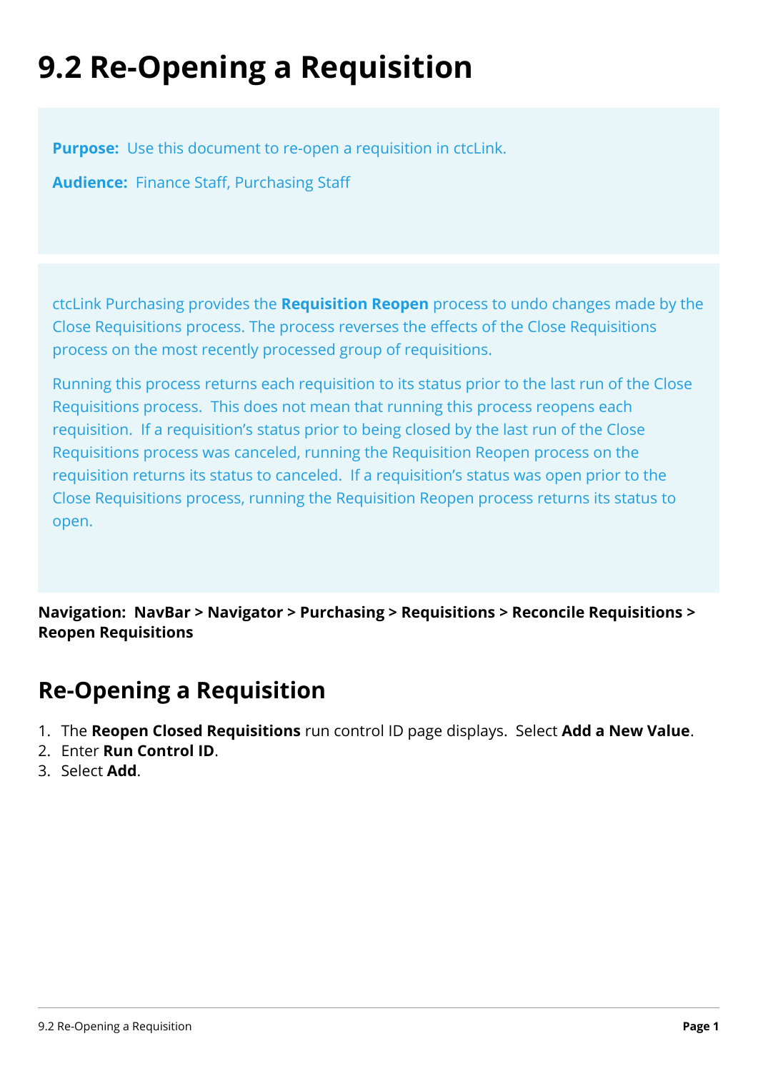# 9.2 Re-Opening a Requisition

**Purpose:** Use this document to re-open a requisition in ctcLink.

**Audience:** Finance Staff, Purchasing Staff

ctcLink Purchasing provides the **Requisition Reopen** process to undo changes made by the Close Requisitions process. The process reverses the effects of the Close Requisitions process on the most recently processed group of requisitions.

Running this process returns each requisition to its status prior to the last run of the Close Requisitions process. This does not mean that running this process reopens each requisition. If a requisition's status prior to being closed by the last run of the Close Requisitions process was canceled, running the Requisition Reopen process on the requisition returns its status to canceled. If a requisition's status was open prior to the Close Requisitions process, running the Requisition Reopen process returns its status to open.

**Navigation: NavBar > Navigator > Purchasing > Requisitions > Reconcile Requisitions > Reopen Requisitions**

## Re-Opening a Requisition

1. The **Reopen Closed Requisitions** run control ID page displays. Select **Add a New Value**.
2. Enter **Run Control ID**.
3. Select **Add**.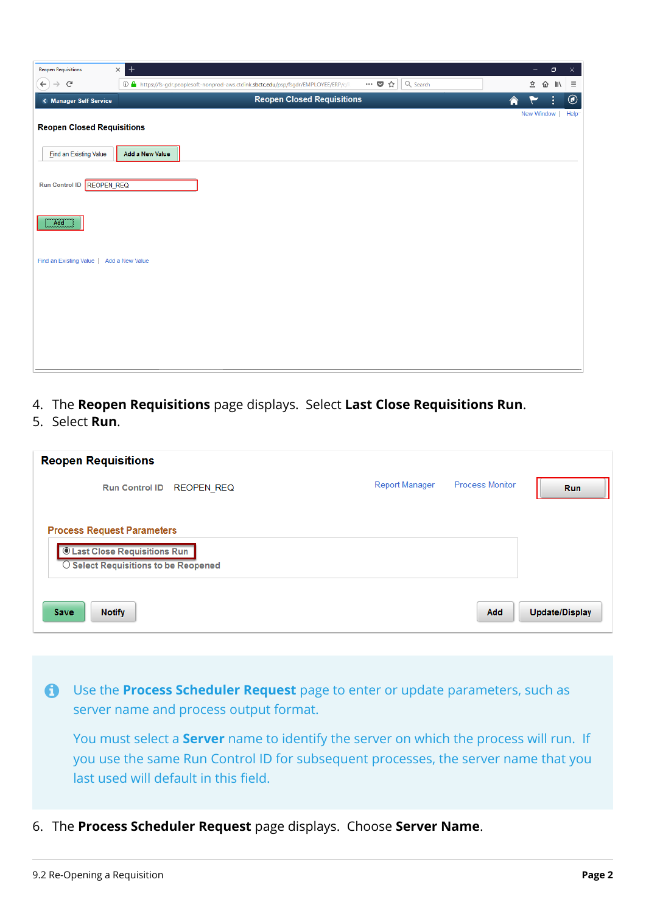4. The **Reopen Requisitions** page displays. Select **Last Close Requisitions Run**.
5. Select **Run**.

Use the **Process Scheduler Request** page to enter or update parameters, such as server name and process output format.

You must select a **Server** name to identify the server on which the process will run. If you use the same Run Control ID for subsequent processes, the server name that you last used will default in this field.

6. The **Process Scheduler Request** page displays. Choose **Server Name**.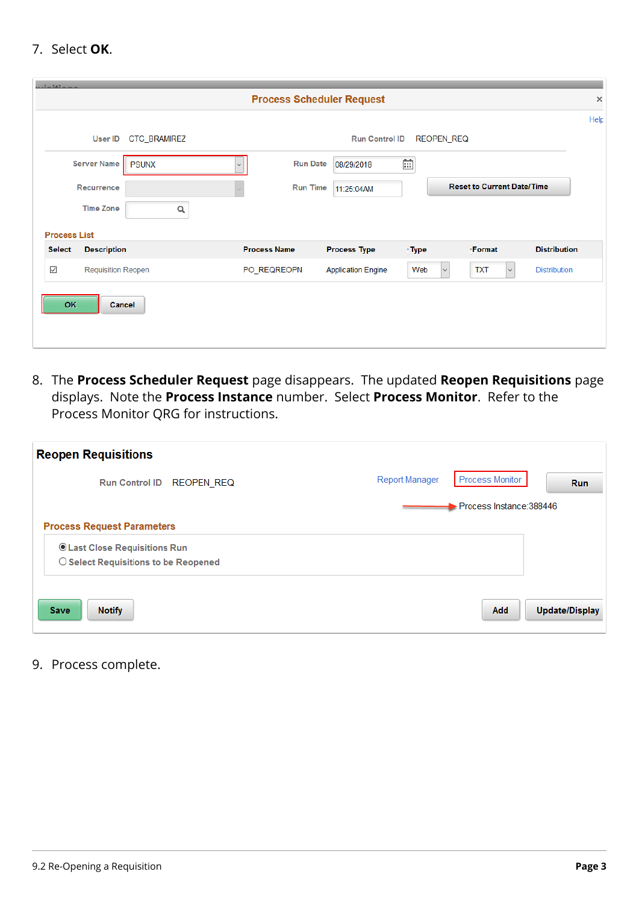7. Select **OK**.

Process Scheduler Request

Help

User ID CTC_BRAMIREZ Run Control ID REOPEN_REQ

Server Name PSUNX Run Date 08/29/2018

Recurrence Run Time 11:25:04AM Reset to Current Date/Time

Time Zone

Process List

| Select | Description | Process Name | Process Type | *Type | *Format | Distribution |
| --- | --- | --- | --- | --- | --- | --- |
| ☑ | Requisition Reopen | PO_REQREOPN | Application Engine | Web | TXT | Distribution |

OK Cancel

8. The **Process Scheduler Request** page disappears. The updated **Reopen Requisitions** page displays. Note the **Process Instance** number. Select **Process Monitor**. Refer to the Process Monitor QRG for instructions.

Reopen Requisitions

Run Control ID REOPEN_REQ Report Manager Process Monitor Run

Process Instance:388446

Process Request Parameters

◉ Last Close Requisitions Run
○ Select Requisitions to be Reopened

Save Notify Add Update/Display

9. Process complete.

9.2 Re-Opening a Requisition